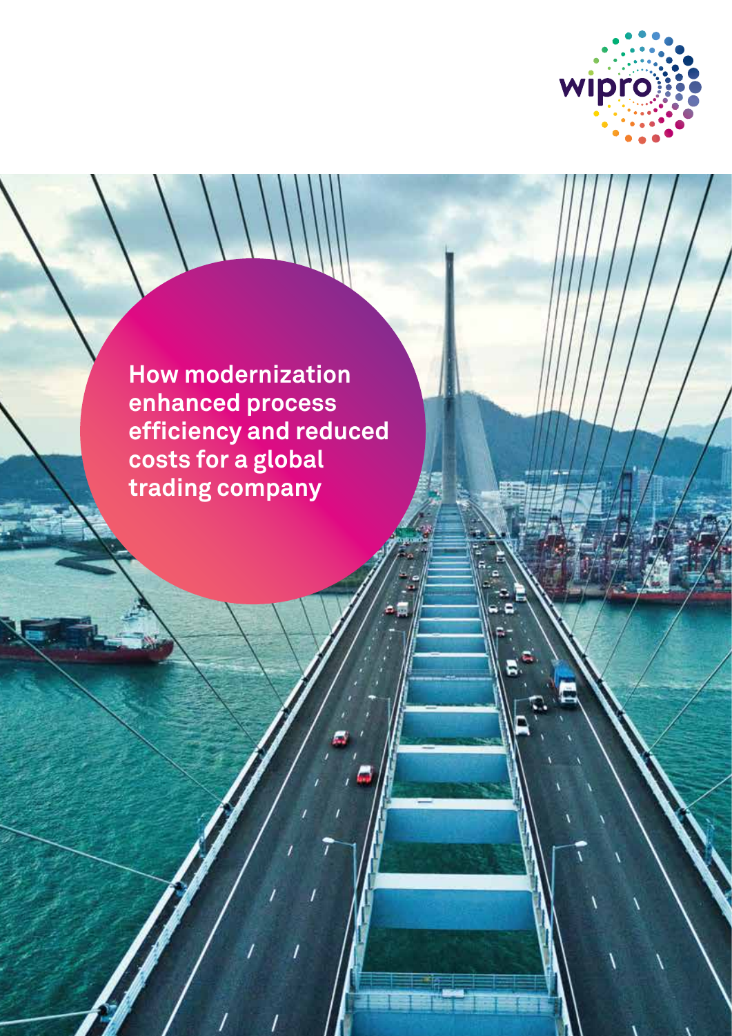# How modernization enhanced process efficiency and reduced costs for a global trading company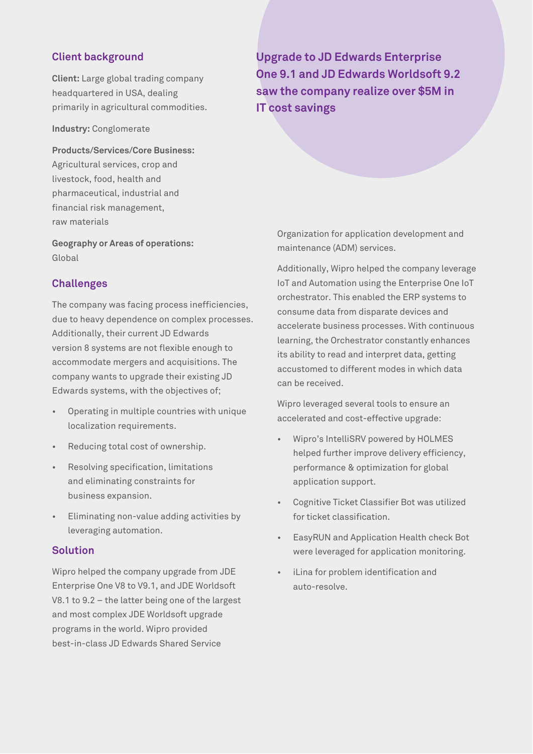## Upgrade to JD Edwards Enterprise One 9.1 and JD Edwards Worldsoft 9.2 saw the company realize over $5M in IT cost savings

### Client background

**Client:** Large global trading company headquartered in USA, dealing primarily in agricultural commodities.

**Industry:** Conglomerate

**Products/Services/Core Business:** Agricultural services, crop and livestock, food, health and pharmaceutical, industrial and financial risk management, raw materials

**Geography or Areas of operations:** Global

### Challenges

The company was facing process inefficiencies, due to heavy dependence on complex processes. Additionally, their current JD Edwards version 8 systems are not flexible enough to accommodate mergers and acquisitions. The company wants to upgrade their existing JD Edwards systems, with the objectives of;

- Operating in multiple countries with unique localization requirements.
- Reducing total cost of ownership.
- Resolving specification, limitations and eliminating constraints for business expansion.
- Eliminating non-value adding activities by leveraging automation.

### Solution

Wipro helped the company upgrade from JDE Enterprise One V8 to V9.1, and JDE Worldsoft V8.1 to 9.2 – the latter being one of the largest and most complex JDE Worldsoft upgrade programs in the world. Wipro provided best-in-class JD Edwards Shared Service Organization for application development and maintenance (ADM) services.

Additionally, Wipro helped the company leverage IoT and Automation using the Enterprise One IoT orchestrator. This enabled the ERP systems to consume data from disparate devices and accelerate business processes. With continuous learning, the Orchestrator constantly enhances its ability to read and interpret data, getting accustomed to different modes in which data can be received.

Wipro leveraged several tools to ensure an accelerated and cost-effective upgrade:

- Wipro's IntelliSRV powered by HOLMES helped further improve delivery efficiency, performance & optimization for global application support.
- Cognitive Ticket Classifier Bot was utilized for ticket classification.
- EasyRUN and Application Health check Bot were leveraged for application monitoring.
- iLina for problem identification and auto-resolve.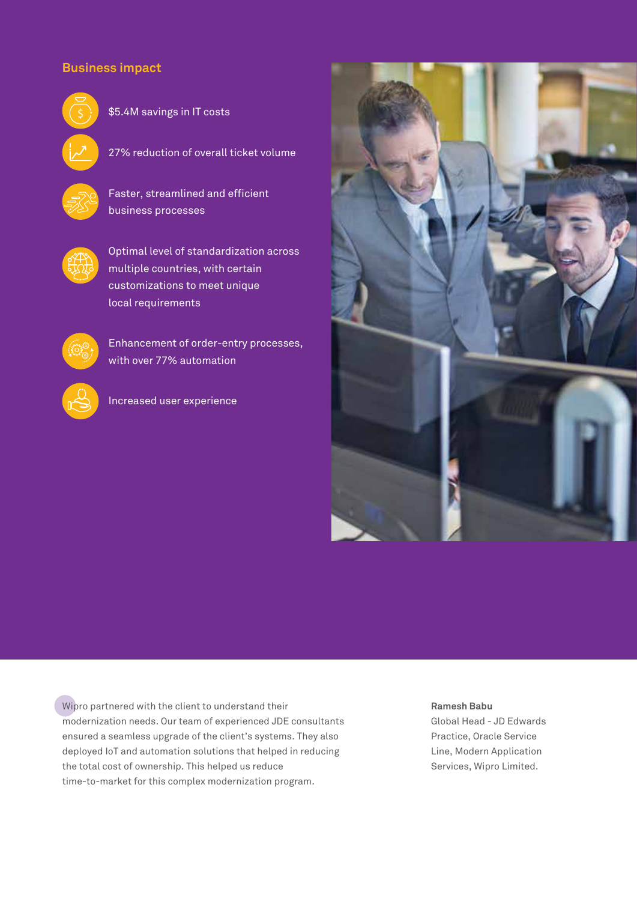## Business impact

- $5.4M savings in IT costs
- 27% reduction of overall ticket volume
- Faster, streamlined and efficient business processes
- Optimal level of standardization across multiple countries, with certain customizations to meet unique local requirements
- Enhancement of order-entry processes, with over 77% automation
- Increased user experience

Wipro partnered with the client to understand their modernization needs. Our team of experienced JDE consultants ensured a seamless upgrade of the client's systems. They also deployed IoT and automation solutions that helped in reducing the total cost of ownership. This helped us reduce time-to-market for this complex modernization program.

**Ramesh Babu**
Global Head - JD Edwards Practice, Oracle Service Line, Modern Application Services, Wipro Limited.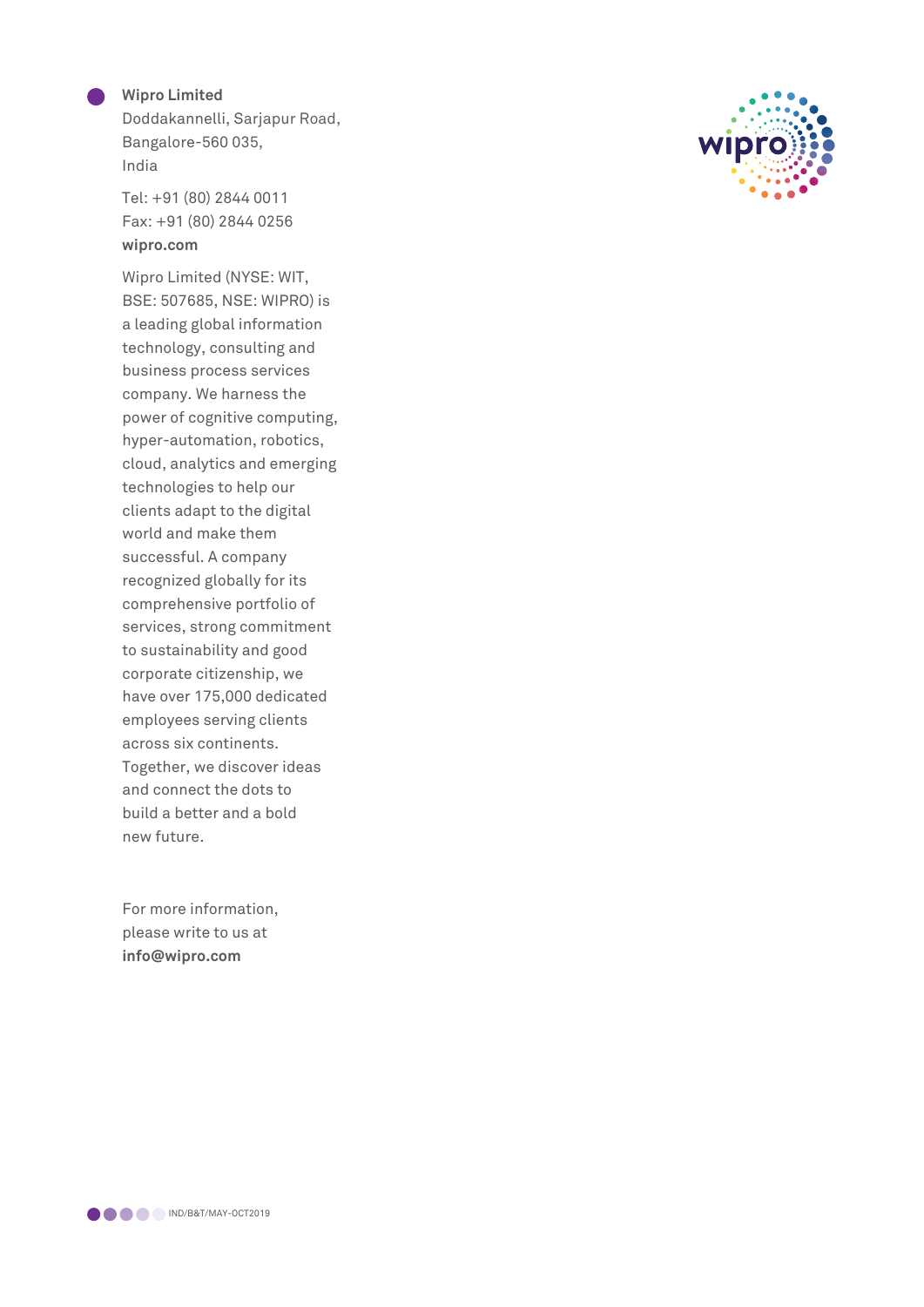**Wipro Limited**
Doddakannelli, Sarjapur Road,
Bangalore-560 035,
India

Tel: +91 (80) 2844 0011
Fax: +91 (80) 2844 0256
**wipro.com**

Wipro Limited (NYSE: WIT, BSE: 507685, NSE: WIPRO) is a leading global information technology, consulting and business process services company. We harness the power of cognitive computing, hyper-automation, robotics, cloud, analytics and emerging technologies to help our clients adapt to the digital world and make them successful. A company recognized globally for its comprehensive portfolio of services, strong commitment to sustainability and good corporate citizenship, we have over 175,000 dedicated employees serving clients across six continents. Together, we discover ideas and connect the dots to build a better and a bold new future.

For more information, please write to us at **info@wipro.com**

IND/B&T/MAY-OCT2019